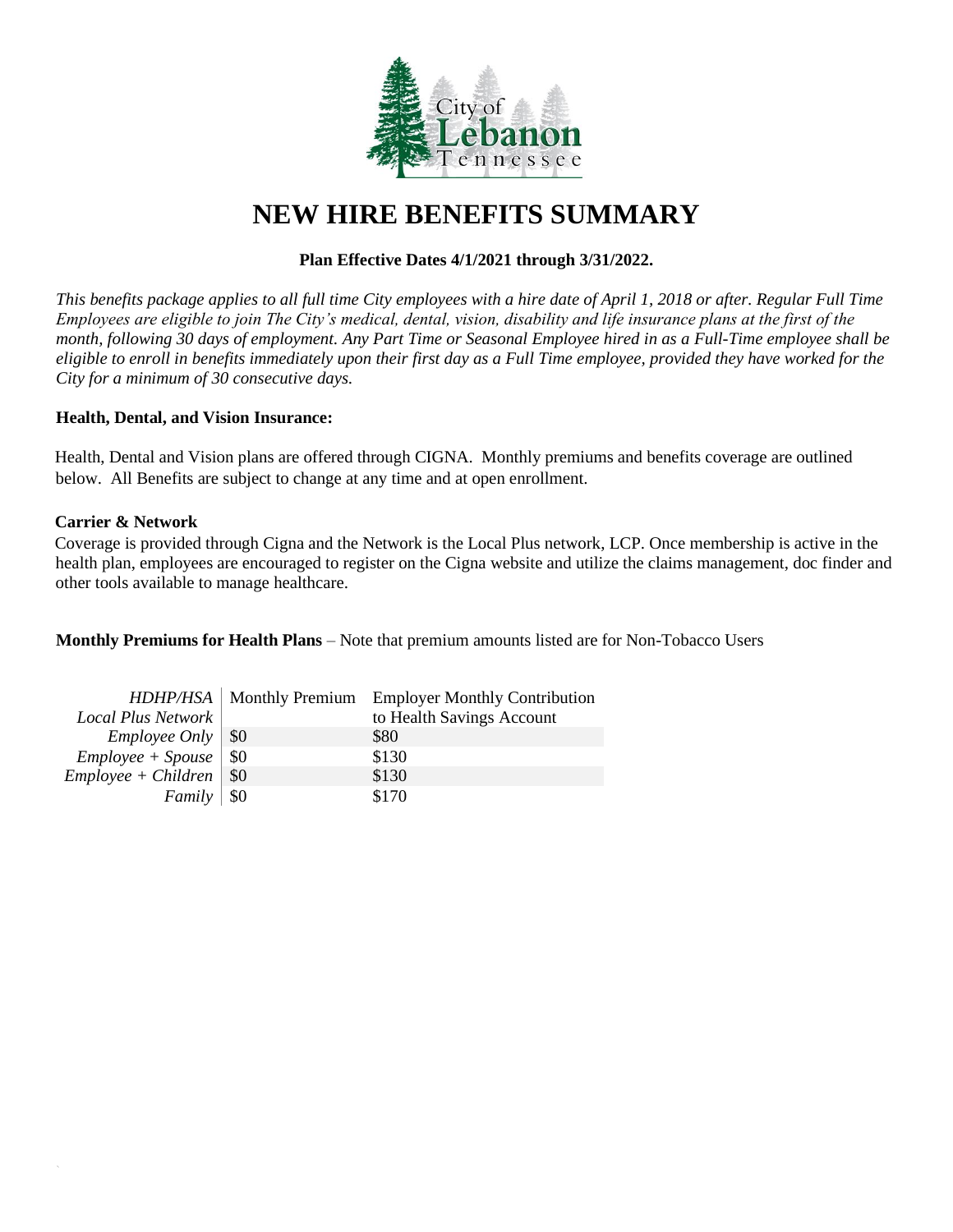# NEW HIRE BENEFITS SUMMARY

**Plan Effective Dates 4/1/2021 through 3/31/2022.**

*This benefits package applies to all full time City employees with a hire date of April 1, 2018 or after. Regular Full Time Employees are eligible to join The City's medical, dental, vision, disability and life insurance plans at the first of the month, following 30 days of employment. Any Part Time or Seasonal Employee hired in as a Full-Time employee shall be eligible to enroll in benefits immediately upon their first day as a Full Time employee, provided they have worked for the City for a minimum of 30 consecutive days.*

**Health, Dental, and Vision Insurance:**

Health, Dental and Vision plans are offered through CIGNA. Monthly premiums and benefits coverage are outlined below. All Benefits are subject to change at any time and at open enrollment.

**Carrier & Network**

Coverage is provided through Cigna and the Network is the Local Plus network, LCP. Once membership is active in the health plan, employees are encouraged to register on the Cigna website and utilize the claims management, doc finder and other tools available to manage healthcare.

**Monthly Premiums for Health Plans** – Note that premium amounts listed are for Non-Tobacco Users

| *HDHP/HSA Local Plus Network* | Monthly Premium | Employer Monthly Contribution to Health Savings Account |
|---|---|---|
| *Employee Only* | $0 | $80 |
| *Employee + Spouse* | $0 | $130 |
| *Employee + Children* | $0 | $130 |
| *Family* | $0 | $170 |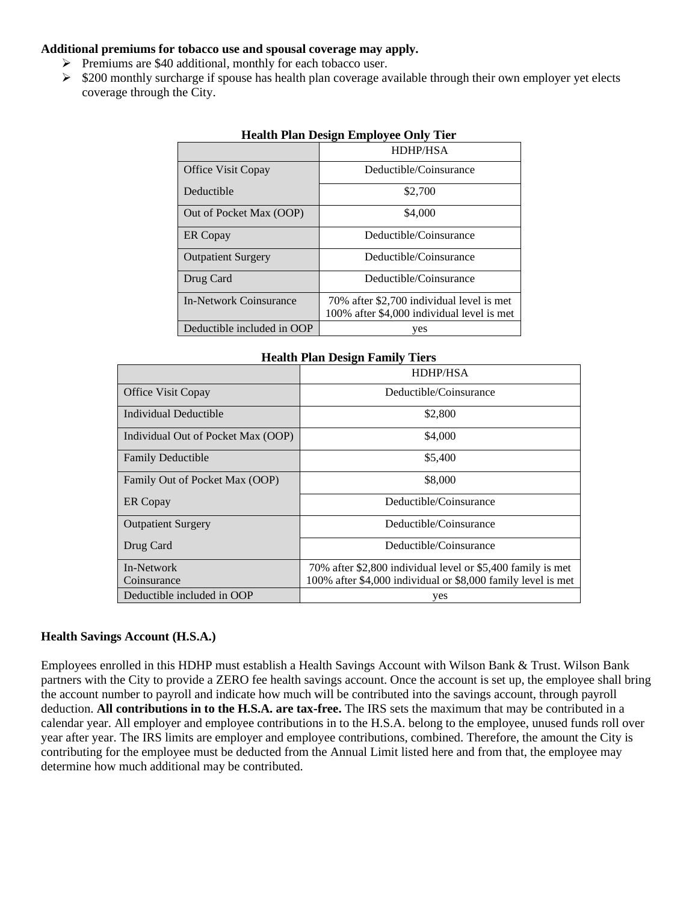**Additional premiums for tobacco use and spousal coverage may apply.**

- Premiums are $40 additional, monthly for each tobacco user.
- $200 monthly surcharge if spouse has health plan coverage available through their own employer yet elects coverage through the City.

**Health Plan Design Employee Only Tier**

| | HDHP/HSA |
|---|---|
| Office Visit Copay | Deductible/Coinsurance |
| Deductible | $2,700 |
| Out of Pocket Max (OOP) | $4,000 |
| ER Copay | Deductible/Coinsurance |
| Outpatient Surgery | Deductible/Coinsurance |
| Drug Card | Deductible/Coinsurance |
| In-Network Coinsurance | 70% after $2,700 individual level is met<br>100% after $4,000 individual level is met |
| Deductible included in OOP | yes |

**Health Plan Design Family Tiers**

| | HDHP/HSA |
|---|---|
| Office Visit Copay | Deductible/Coinsurance |
| Individual Deductible | $2,800 |
| Individual Out of Pocket Max (OOP) | $4,000 |
| Family Deductible | $5,400 |
| Family Out of Pocket Max (OOP) | $8,000 |
| ER Copay | Deductible/Coinsurance |
| Outpatient Surgery | Deductible/Coinsurance |
| Drug Card | Deductible/Coinsurance |
| In-Network Coinsurance | 70% after $2,800 individual level or $5,400 family is met<br>100% after $4,000 individual or $8,000 family level is met |
| Deductible included in OOP | yes |

**Health Savings Account (H.S.A.)**

Employees enrolled in this HDHP must establish a Health Savings Account with Wilson Bank & Trust. Wilson Bank partners with the City to provide a ZERO fee health savings account. Once the account is set up, the employee shall bring the account number to payroll and indicate how much will be contributed into the savings account, through payroll deduction. **All contributions in to the H.S.A. are tax-free.** The IRS sets the maximum that may be contributed in a calendar year. All employer and employee contributions in to the H.S.A. belong to the employee, unused funds roll over year after year. The IRS limits are employer and employee contributions, combined. Therefore, the amount the City is contributing for the employee must be deducted from the Annual Limit listed here and from that, the employee may determine how much additional may be contributed.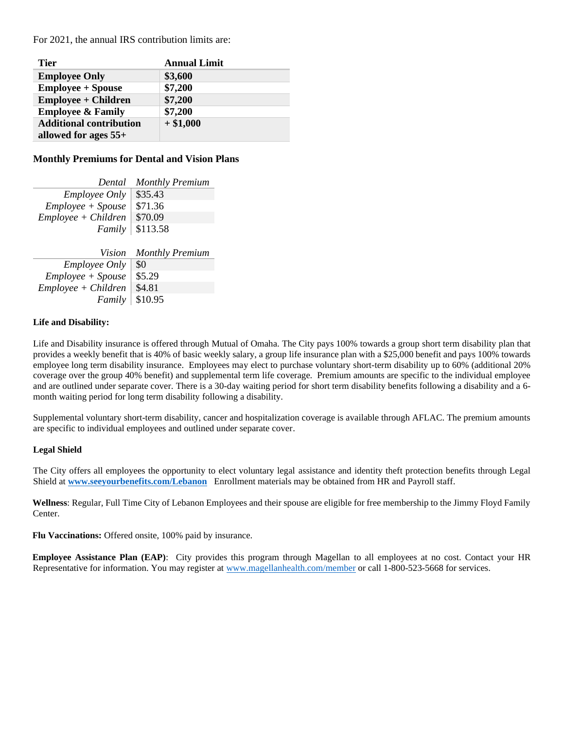For 2021, the annual IRS contribution limits are:

| Tier | Annual Limit |
|---|---|
| **Employee Only** | **$3,600** |
| **Employee + Spouse** | **$7,200** |
| **Employee + Children** | **$7,200** |
| **Employee & Family** | **$7,200** |
| **Additional contribution allowed for ages 55+** | **+ $1,000** |

**Monthly Premiums for Dental and Vision Plans**

| *Dental* | *Monthly Premium* |
|---|---|
| *Employee Only* | $35.43 |
| *Employee + Spouse* | $71.36 |
| *Employee + Children* | $70.09 |
| *Family* | $113.58 |

| *Vision* | *Monthly Premium* |
|---|---|
| *Employee Only* | $0 |
| *Employee + Spouse* | $5.29 |
| *Employee + Children* | $4.81 |
| *Family* | $10.95 |

**Life and Disability:**

Life and Disability insurance is offered through Mutual of Omaha. The City pays 100% towards a group short term disability plan that provides a weekly benefit that is 40% of basic weekly salary, a group life insurance plan with a $25,000 benefit and pays 100% towards employee long term disability insurance. Employees may elect to purchase voluntary short-term disability up to 60% (additional 20% coverage over the group 40% benefit) and supplemental term life coverage. Premium amounts are specific to the individual employee and are outlined under separate cover. There is a 30-day waiting period for short term disability benefits following a disability and a 6-month waiting period for long term disability following a disability.

Supplemental voluntary short-term disability, cancer and hospitalization coverage is available through AFLAC. The premium amounts are specific to individual employees and outlined under separate cover.

**Legal Shield**

The City offers all employees the opportunity to elect voluntary legal assistance and identity theft protection benefits through Legal Shield at **www.seeyourbenefits.com/Lebanon** Enrollment materials may be obtained from HR and Payroll staff.

**Wellness**: Regular, Full Time City of Lebanon Employees and their spouse are eligible for free membership to the Jimmy Floyd Family Center.

**Flu Vaccinations:** Offered onsite, 100% paid by insurance.

**Employee Assistance Plan (EAP)**: City provides this program through Magellan to all employees at no cost. Contact your HR Representative for information. You may register at www.magellanhealth.com/member or call 1-800-523-5668 for services.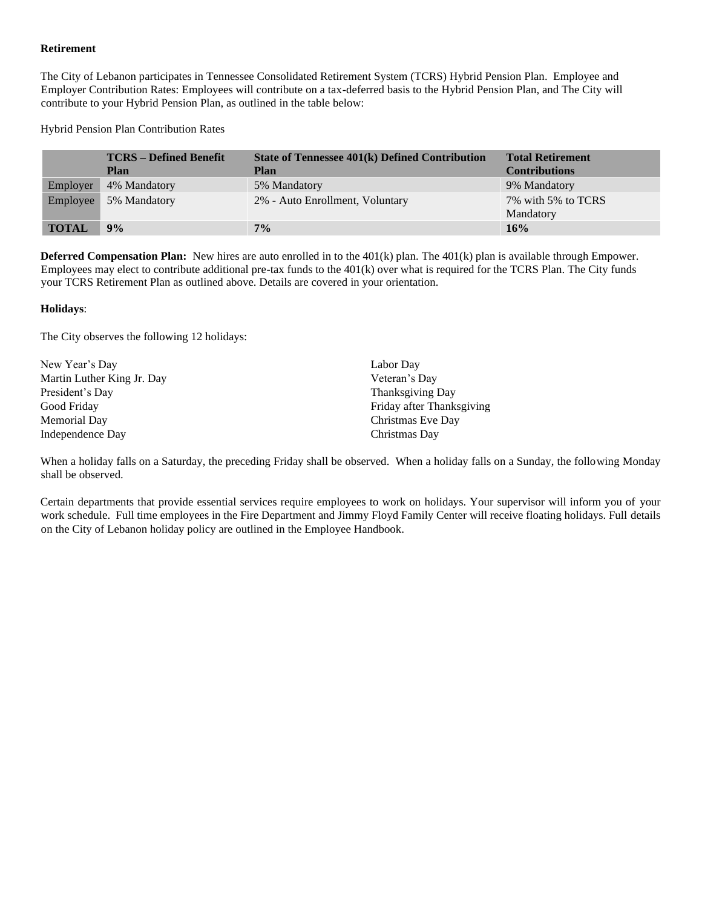**Retirement**

The City of Lebanon participates in Tennessee Consolidated Retirement System (TCRS) Hybrid Pension Plan. Employee and Employer Contribution Rates: Employees will contribute on a tax-deferred basis to the Hybrid Pension Plan, and The City will contribute to your Hybrid Pension Plan, as outlined in the table below:

Hybrid Pension Plan Contribution Rates

| | TCRS – Defined Benefit Plan | State of Tennessee 401(k) Defined Contribution Plan | Total Retirement Contributions |
|---|---|---|---|
| Employer | 4% Mandatory | 5% Mandatory | 9% Mandatory |
| Employee | 5% Mandatory | 2% - Auto Enrollment, Voluntary | 7% with 5% to TCRS Mandatory |
| **TOTAL** | **9%** | **7%** | **16%** |

**Deferred Compensation Plan:** New hires are auto enrolled in to the 401(k) plan. The 401(k) plan is available through Empower. Employees may elect to contribute additional pre-tax funds to the 401(k) over what is required for the TCRS Plan. The City funds your TCRS Retirement Plan as outlined above. Details are covered in your orientation.

**Holidays**:

The City observes the following 12 holidays:

New Year's Day
Martin Luther King Jr. Day
President's Day
Good Friday
Memorial Day
Independence Day
Labor Day
Veteran's Day
Thanksgiving Day
Friday after Thanksgiving
Christmas Eve Day
Christmas Day

When a holiday falls on a Saturday, the preceding Friday shall be observed. When a holiday falls on a Sunday, the following Monday shall be observed.

Certain departments that provide essential services require employees to work on holidays. Your supervisor will inform you of your work schedule. Full time employees in the Fire Department and Jimmy Floyd Family Center will receive floating holidays. Full details on the City of Lebanon holiday policy are outlined in the Employee Handbook.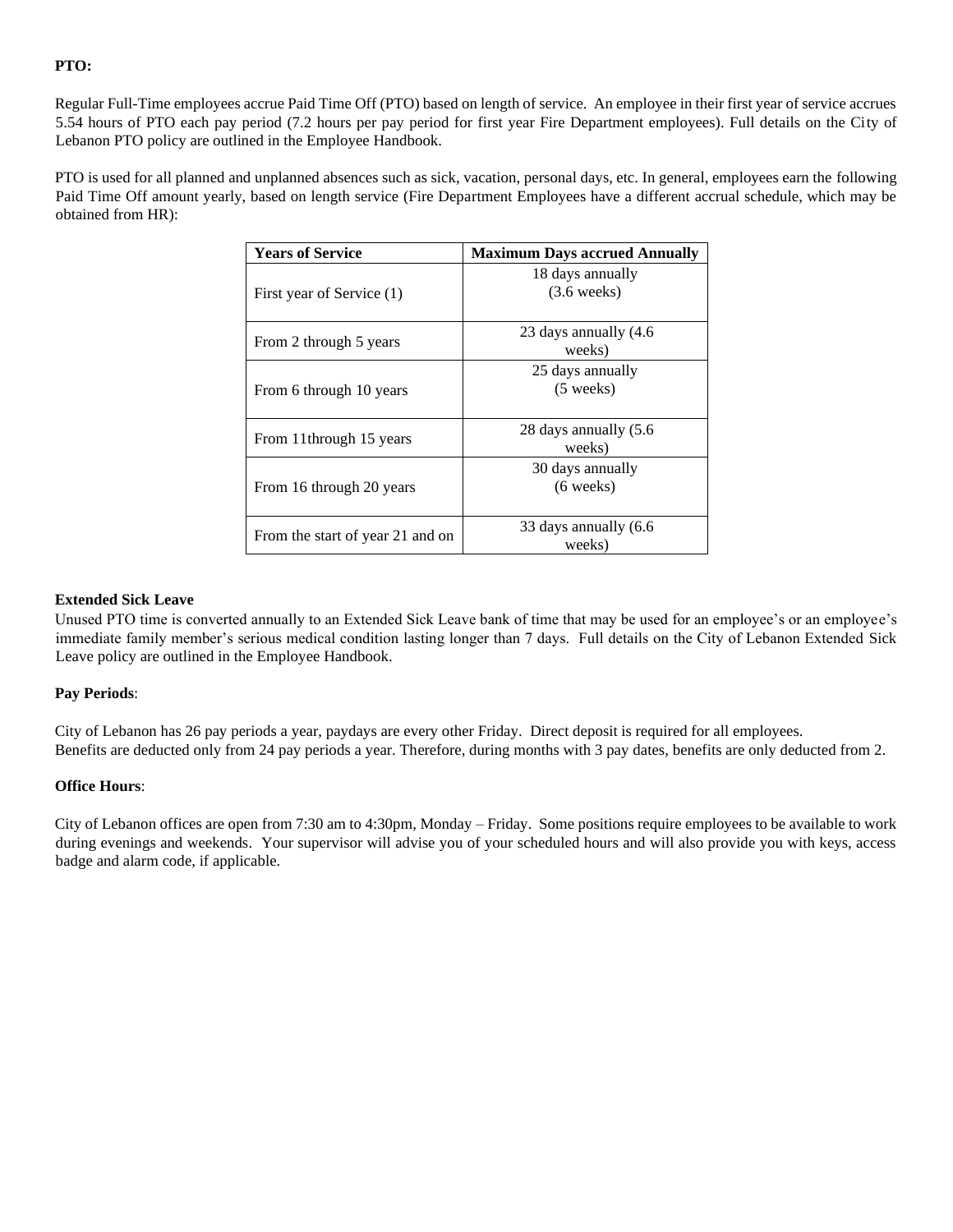**PTO:**

Regular Full-Time employees accrue Paid Time Off (PTO) based on length of service. An employee in their first year of service accrues 5.54 hours of PTO each pay period (7.2 hours per pay period for first year Fire Department employees). Full details on the City of Lebanon PTO policy are outlined in the Employee Handbook.

PTO is used for all planned and unplanned absences such as sick, vacation, personal days, etc. In general, employees earn the following Paid Time Off amount yearly, based on length service (Fire Department Employees have a different accrual schedule, which may be obtained from HR):

| Years of Service | Maximum Days accrued Annually |
| --- | --- |
| First year of Service (1) | 18 days annually (3.6 weeks) |
| From 2 through 5 years | 23 days annually (4.6 weeks) |
| From 6 through 10 years | 25 days annually (5 weeks) |
| From 11through 15 years | 28 days annually (5.6 weeks) |
| From 16 through 20 years | 30 days annually (6 weeks) |
| From the start of year 21 and on | 33 days annually (6.6 weeks) |

**Extended Sick Leave**

Unused PTO time is converted annually to an Extended Sick Leave bank of time that may be used for an employee's or an employee's immediate family member's serious medical condition lasting longer than 7 days. Full details on the City of Lebanon Extended Sick Leave policy are outlined in the Employee Handbook.

**Pay Periods**:

City of Lebanon has 26 pay periods a year, paydays are every other Friday. Direct deposit is required for all employees.
Benefits are deducted only from 24 pay periods a year. Therefore, during months with 3 pay dates, benefits are only deducted from 2.

**Office Hours**:

City of Lebanon offices are open from 7:30 am to 4:30pm, Monday – Friday. Some positions require employees to be available to work during evenings and weekends. Your supervisor will advise you of your scheduled hours and will also provide you with keys, access badge and alarm code, if applicable.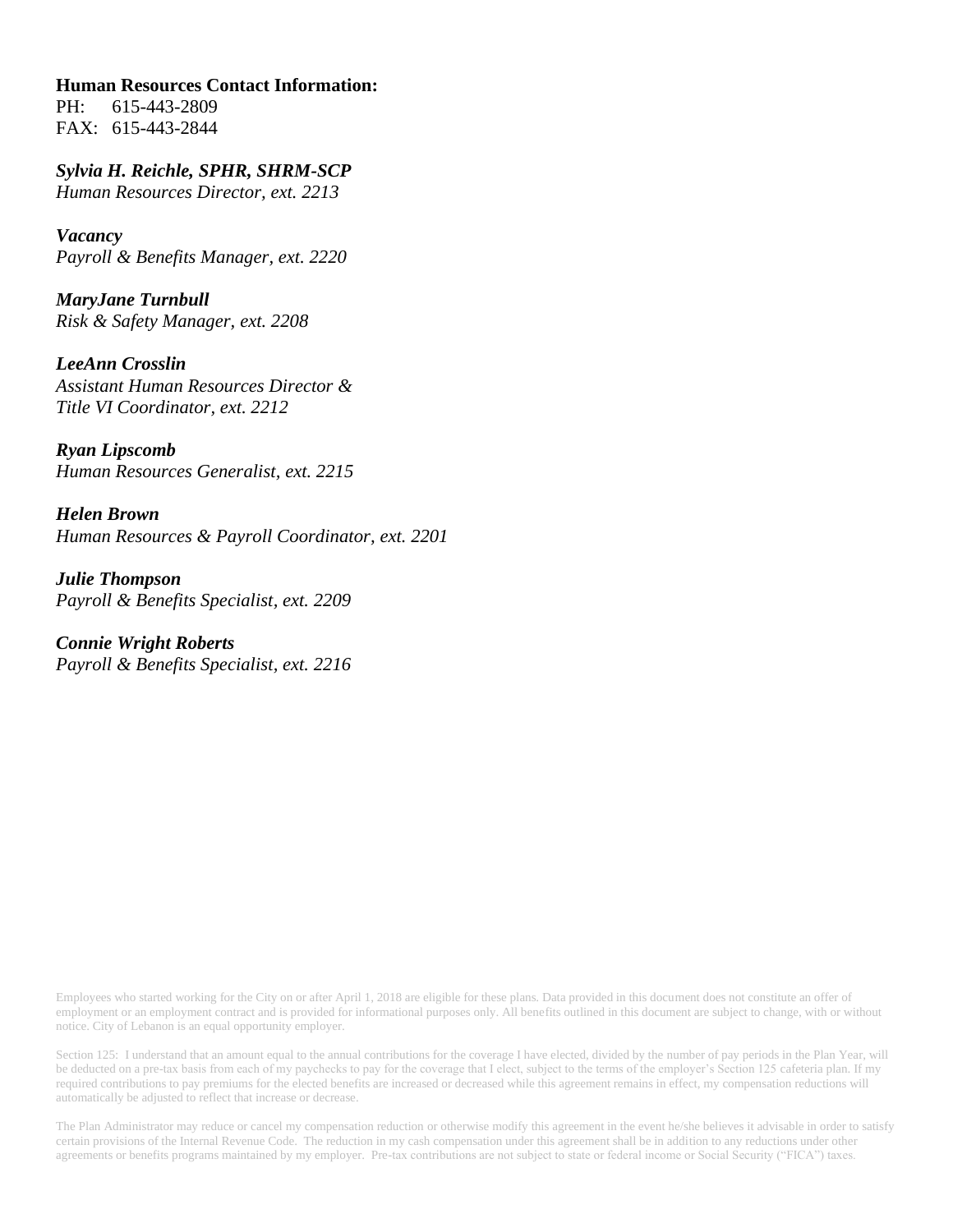**Human Resources Contact Information:**

PH: 615-443-2809
FAX: 615-443-2844

***Sylvia H. Reichle, SPHR, SHRM-SCP***
*Human Resources Director, ext. 2213*

***Vacancy***
*Payroll & Benefits Manager, ext. 2220*

***MaryJane Turnbull***
*Risk & Safety Manager, ext. 2208*

***LeeAnn Crosslin***
*Assistant Human Resources Director &*
*Title VI Coordinator, ext. 2212*

***Ryan Lipscomb***
*Human Resources Generalist, ext. 2215*

***Helen Brown***
*Human Resources & Payroll Coordinator, ext. 2201*

***Julie Thompson***
*Payroll & Benefits Specialist, ext. 2209*

***Connie Wright Roberts***
*Payroll & Benefits Specialist, ext. 2216*

Employees who started working for the City on or after April 1, 2018 are eligible for these plans. Data provided in this document does not constitute an offer of employment or an employment contract and is provided for informational purposes only. All benefits outlined in this document are subject to change, with or without notice. City of Lebanon is an equal opportunity employer.

Section 125: I understand that an amount equal to the annual contributions for the coverage I have elected, divided by the number of pay periods in the Plan Year, will be deducted on a pre-tax basis from each of my paychecks to pay for the coverage that I elect, subject to the terms of the employer's Section 125 cafeteria plan. If my required contributions to pay premiums for the elected benefits are increased or decreased while this agreement remains in effect, my compensation reductions will automatically be adjusted to reflect that increase or decrease.

The Plan Administrator may reduce or cancel my compensation reduction or otherwise modify this agreement in the event he/she believes it advisable in order to satisfy certain provisions of the Internal Revenue Code. The reduction in my cash compensation under this agreement shall be in addition to any reductions under other agreements or benefits programs maintained by my employer. Pre-tax contributions are not subject to state or federal income or Social Security ("FICA") taxes.